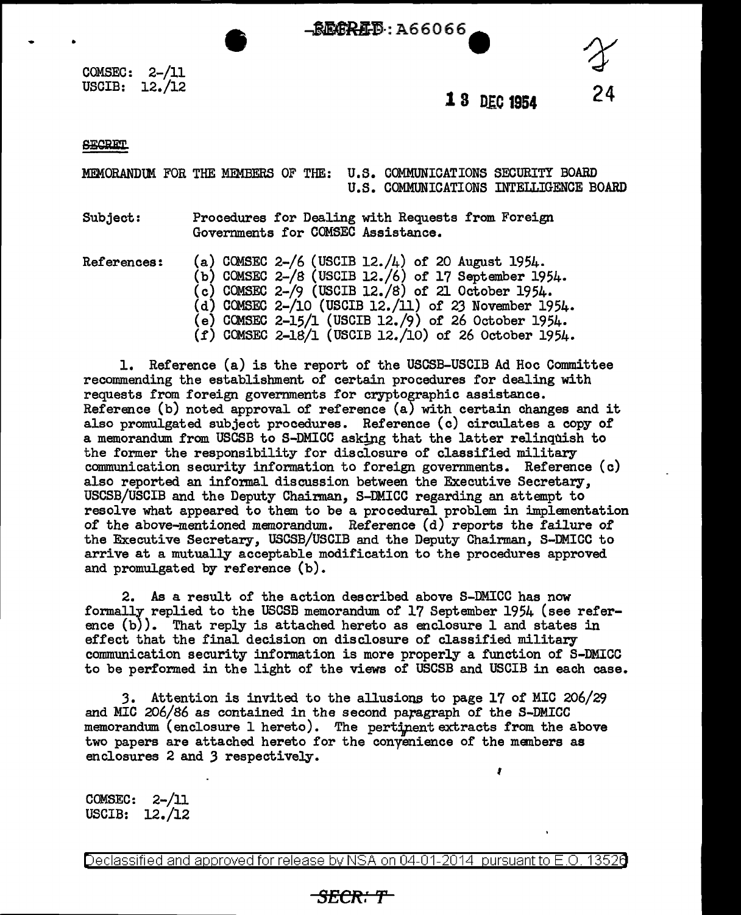SECRET : A66066

COMSEC: 2-/11
USCIB: 12./12

13 DEC 1954

24

SECRET

MEMORANDUM FOR THE MEMBERS OF THE: U.S. COMMUNICATIONS SECURITY BOARD
U.S. COMMUNICATIONS INTELLIGENCE BOARD

Subject: Procedures for Dealing with Requests from Foreign Governments for COMSEC Assistance.

References:
(a) COMSEC 2-/6 (USCIB 12./4) of 20 August 1954.
(b) COMSEC 2-/8 (USCIB 12./6) of 17 September 1954.
(c) COMSEC 2-/9 (USCIB 12./8) of 21 October 1954.
(d) COMSEC 2-/10 (USCIB 12./11) of 23 November 1954.
(e) COMSEC 2-15/1 (USCIB 12./9) of 26 October 1954.
(f) COMSEC 2-18/1 (USCIB 12./10) of 26 October 1954.

1. Reference (a) is the report of the USCSB-USCIB Ad Hoc Committee recommending the establishment of certain procedures for dealing with requests from foreign governments for cryptographic assistance. Reference (b) noted approval of reference (a) with certain changes and it also promulgated subject procedures. Reference (c) circulates a copy of a memorandum from USCSB to S-DMICC asking that the latter relinquish to the former the responsibility for disclosure of classified military communication security information to foreign governments. Reference (c) also reported an informal discussion between the Executive Secretary, USCSB/USCIB and the Deputy Chairman, S-DMICC regarding an attempt to resolve what appeared to them to be a procedural problem in implementation of the above-mentioned memorandum. Reference (d) reports the failure of the Executive Secretary, USCSB/USCIB and the Deputy Chairman, S-DMICC to arrive at a mutually acceptable modification to the procedures approved and promulgated by reference (b).

2. As a result of the action described above S-DMICC has now formally replied to the USCSB memorandum of 17 September 1954 (see reference (b)). That reply is attached hereto as enclosure 1 and states in effect that the final decision on disclosure of classified military communication security information is more properly a function of S-DMICC to be performed in the light of the views of USCSB and USCIB in each case.

3. Attention is invited to the allusions to page 17 of MIC 206/29 and MIC 206/86 as contained in the second paragraph of the S-DMICC memorandum (enclosure 1 hereto). The pertinent extracts from the above two papers are attached hereto for the convenience of the members as enclosures 2 and 3 respectively.

COMSEC: 2-/11
USCIB: 12./12

Declassified and approved for release by NSA on 04-01-2014 pursuant to E.O. 13526

SECRET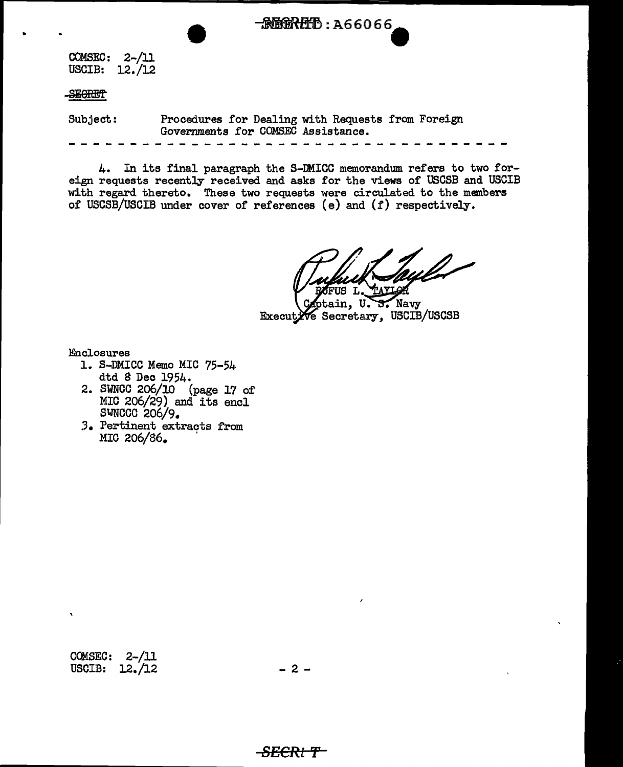COMSEC: 2-/11
USCIB: 12./12

SECRET

Subject: Procedures for Dealing with Requests from Foreign Governments for COMSEC Assistance.

- - - - - - - - - - - - - - - - - - - - - - - - - - - - - - - - - - - -

4. In its final paragraph the S-DMICC memorandum refers to two foreign requests recently received and asks for the views of USCSB and USCIB with regard thereto. These two requests were circulated to the members of USCSB/USCIB under cover of references (e) and (f) respectively.

RUFUS L. TAYLOR
Captain, U. S. Navy
Executive Secretary, USCIB/USCSB

Enclosures
1. S-DMICC Memo MIC 75-54 dtd 8 Dec 1954.
2. SWNCC 206/10 (page 17 of MIC 206/29) and its encl SWNCCC 206/9.
3. Pertinent extracts from MIC 206/86.

COMSEC: 2-/11
USCIB: 12./12

SECRET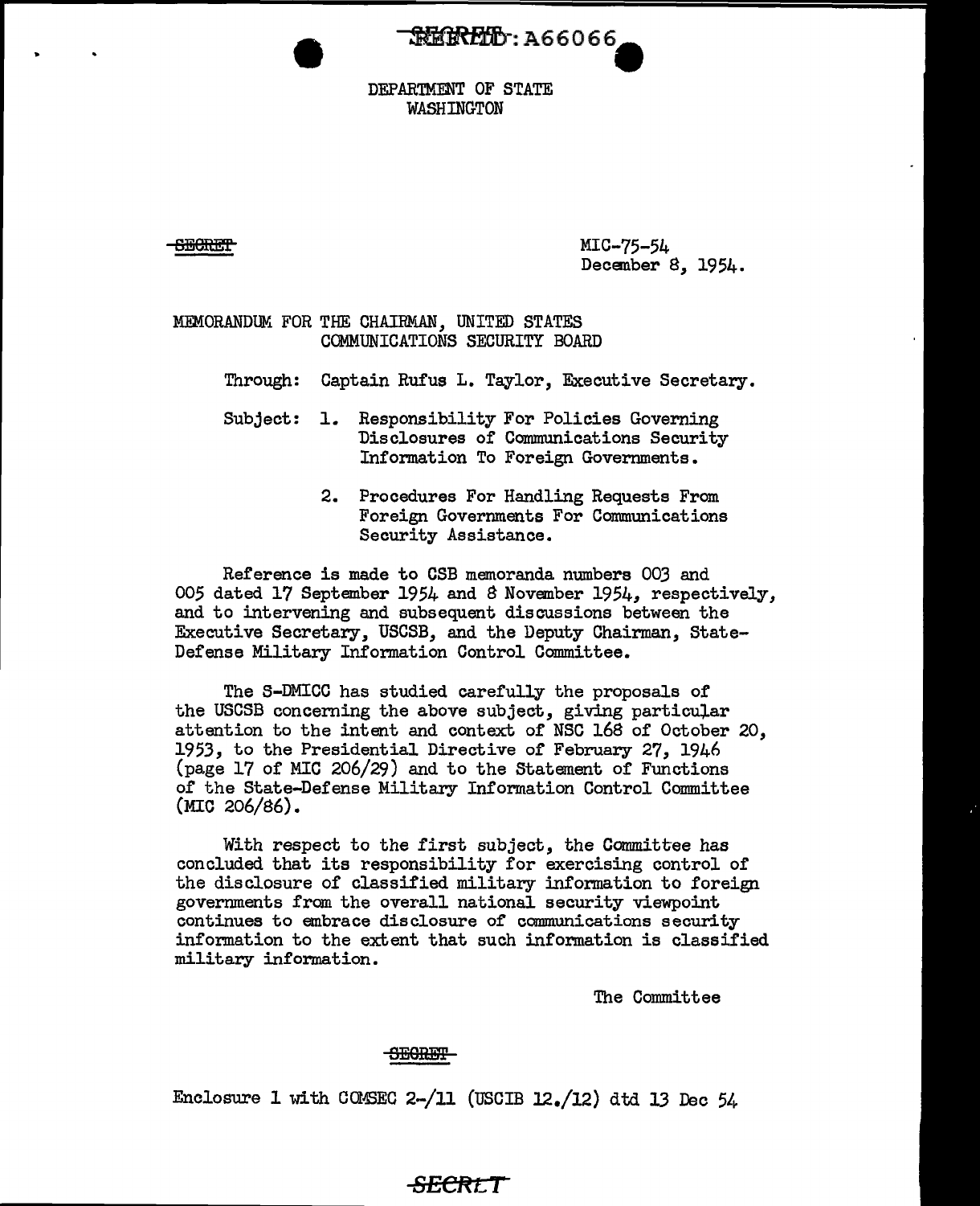REF ID: A66066

DEPARTMENT OF STATE
WASHINGTON

~~SECRET~~

MIC-75-54
December 8, 1954.

MEMORANDUM FOR THE CHAIRMAN, UNITED STATES COMMUNICATIONS SECURITY BOARD

Through: Captain Rufus L. Taylor, Executive Secretary.

Subject: 1. Responsibility For Policies Governing Disclosures of Communications Security Information To Foreign Governments.

2. Procedures For Handling Requests From Foreign Governments For Communications Security Assistance.

Reference is made to CSB memoranda numbers 003 and 005 dated 17 September 1954 and 8 November 1954, respectively, and to intervening and subsequent discussions between the Executive Secretary, USCSB, and the Deputy Chairman, State-Defense Military Information Control Committee.

The S-DMICC has studied carefully the proposals of the USCSB concerning the above subject, giving particular attention to the intent and context of NSC 168 of October 20, 1953, to the Presidential Directive of February 27, 1946 (page 17 of MIC 206/29) and to the Statement of Functions of the State-Defense Military Information Control Committee (MIC 206/86).

With respect to the first subject, the Committee has concluded that its responsibility for exercising control of the disclosure of classified military information to foreign governments from the overall national security viewpoint continues to embrace disclosure of communications security information to the extent that such information is classified military information.

The Committee

~~SECRET~~

Enclosure 1 with COMSEC 2-/11 (USCIB 12./12) dtd 13 Dec 54

SECRET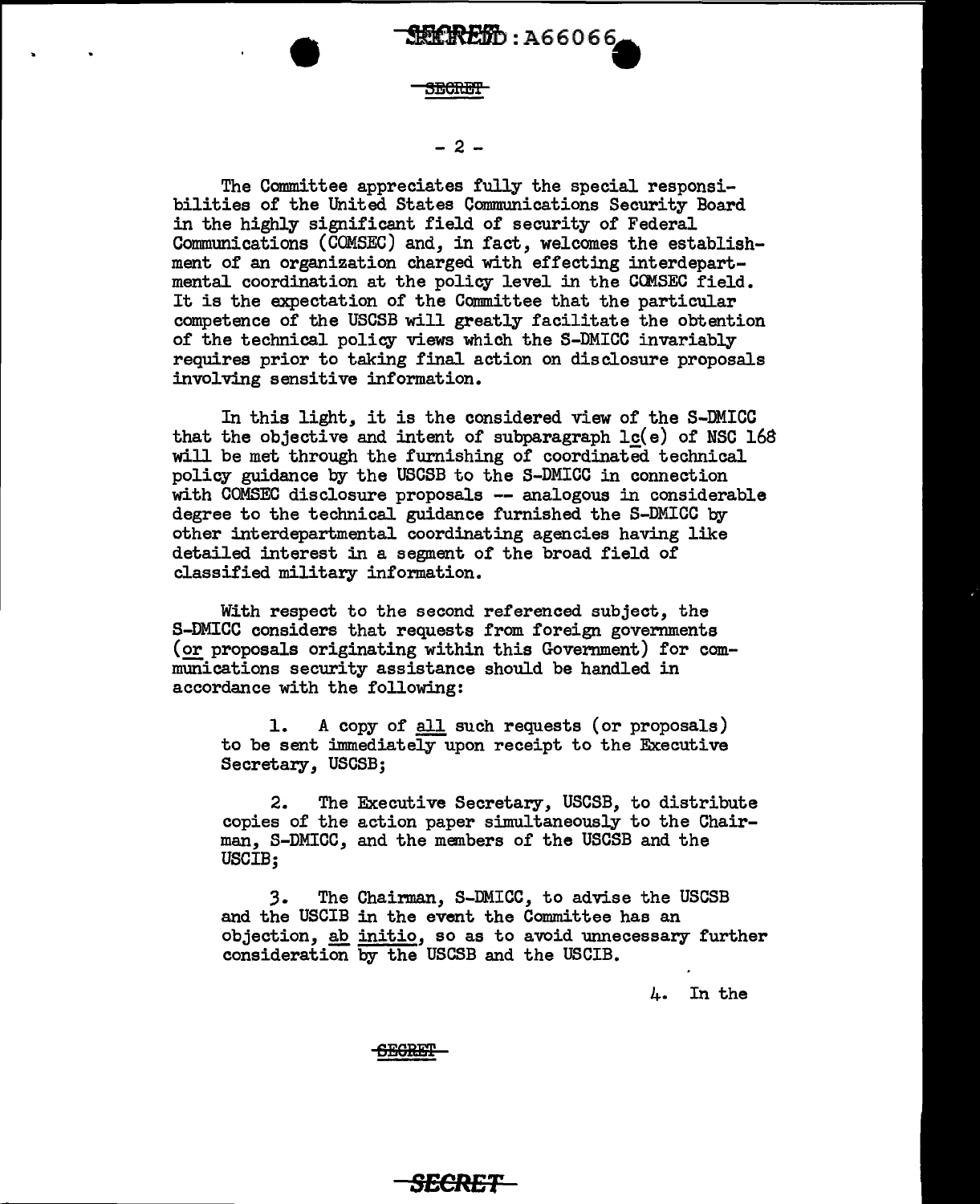The Committee appreciates fully the special responsibilities of the United States Communications Security Board in the highly significant field of security of Federal Communications (COMSEC) and, in fact, welcomes the establishment of an organization charged with effecting interdepartmental coordination at the policy level in the COMSEC field. It is the expectation of the Committee that the particular competence of the USCSB will greatly facilitate the obtention of the technical policy views which the S-DMICC invariably requires prior to taking final action on disclosure proposals involving sensitive information.

In this light, it is the considered view of the S-DMICC that the objective and intent of subparagraph 1c(e) of NSC 168 will be met through the furnishing of coordinated technical policy guidance by the USCSB to the S-DMICC in connection with COMSEC disclosure proposals -- analogous in considerable degree to the technical guidance furnished the S-DMICC by other interdepartmental coordinating agencies having like detailed interest in a segment of the broad field of classified military information.

With respect to the second referenced subject, the S-DMICC considers that requests from foreign governments (or proposals originating within this Government) for communications security assistance should be handled in accordance with the following:

1. A copy of all such requests (or proposals) to be sent immediately upon receipt to the Executive Secretary, USCSB;

2. The Executive Secretary, USCSB, to distribute copies of the action paper simultaneously to the Chairman, S-DMICC, and the members of the USCSB and the USCIB;

3. The Chairman, S-DMICC, to advise the USCSB and the USCIB in the event the Committee has an objection, *ab initio*, so as to avoid unnecessary further consideration by the USCSB and the USCIB.

4. In the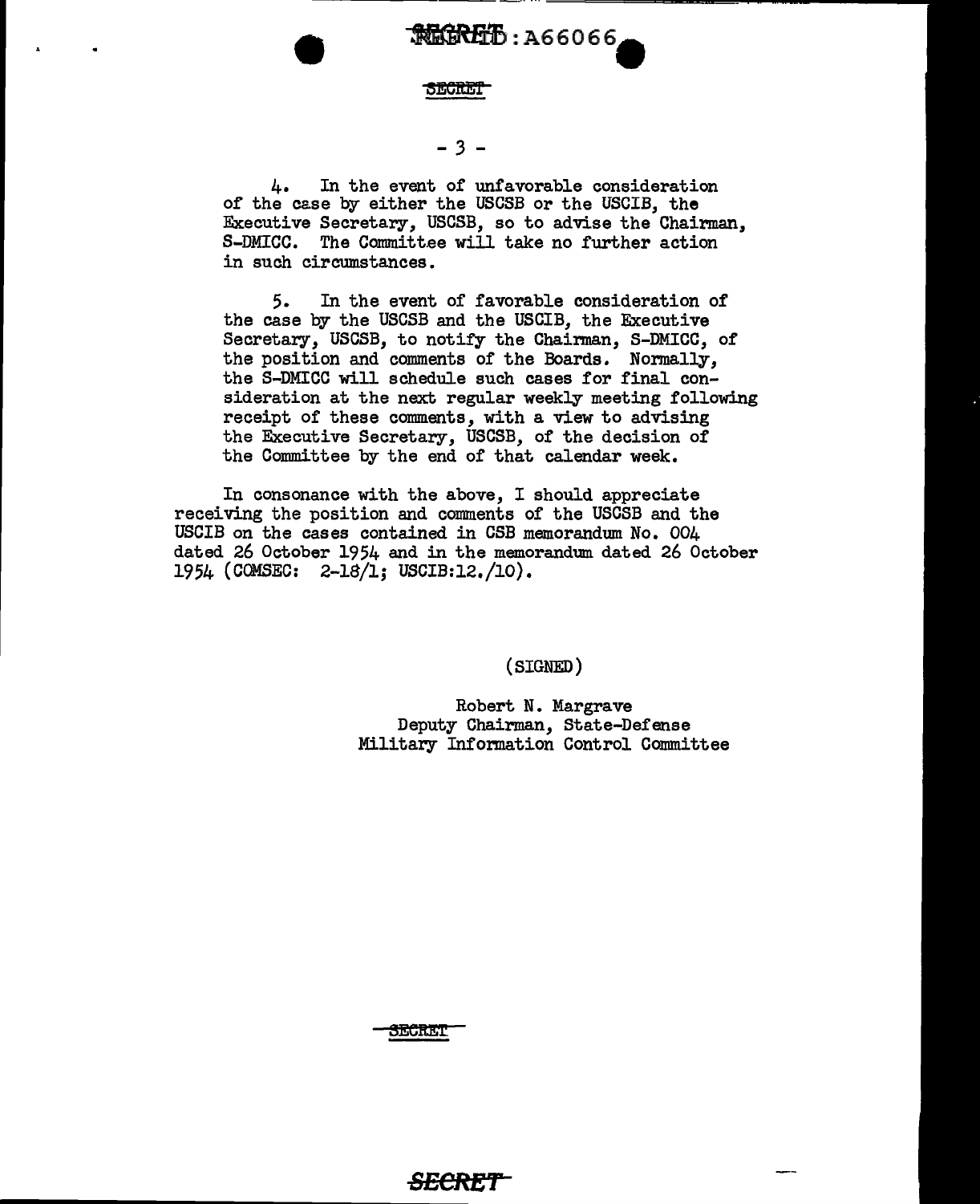4. In the event of unfavorable consideration of the case by either the USCSB or the USCIB, the Executive Secretary, USCSB, so to advise the Chairman, S-DMICC. The Committee will take no further action in such circumstances.

5. In the event of favorable consideration of the case by the USCSB and the USCIB, the Executive Secretary, USCSB, to notify the Chairman, S-DMICC, of the position and comments of the Boards. Normally, the S-DMICC will schedule such cases for final consideration at the next regular weekly meeting following receipt of these comments, with a view to advising the Executive Secretary, USCSB, of the decision of the Committee by the end of that calendar week.

In consonance with the above, I should appreciate receiving the position and comments of the USCSB and the USCIB on the cases contained in CSB memorandum No. 004 dated 26 October 1954 and in the memorandum dated 26 October 1954 (COMSEC: 2-18/1; USCIB:12./10).

(SIGNED)

Robert N. Margrave
Deputy Chairman, State-Defense
Military Information Control Committee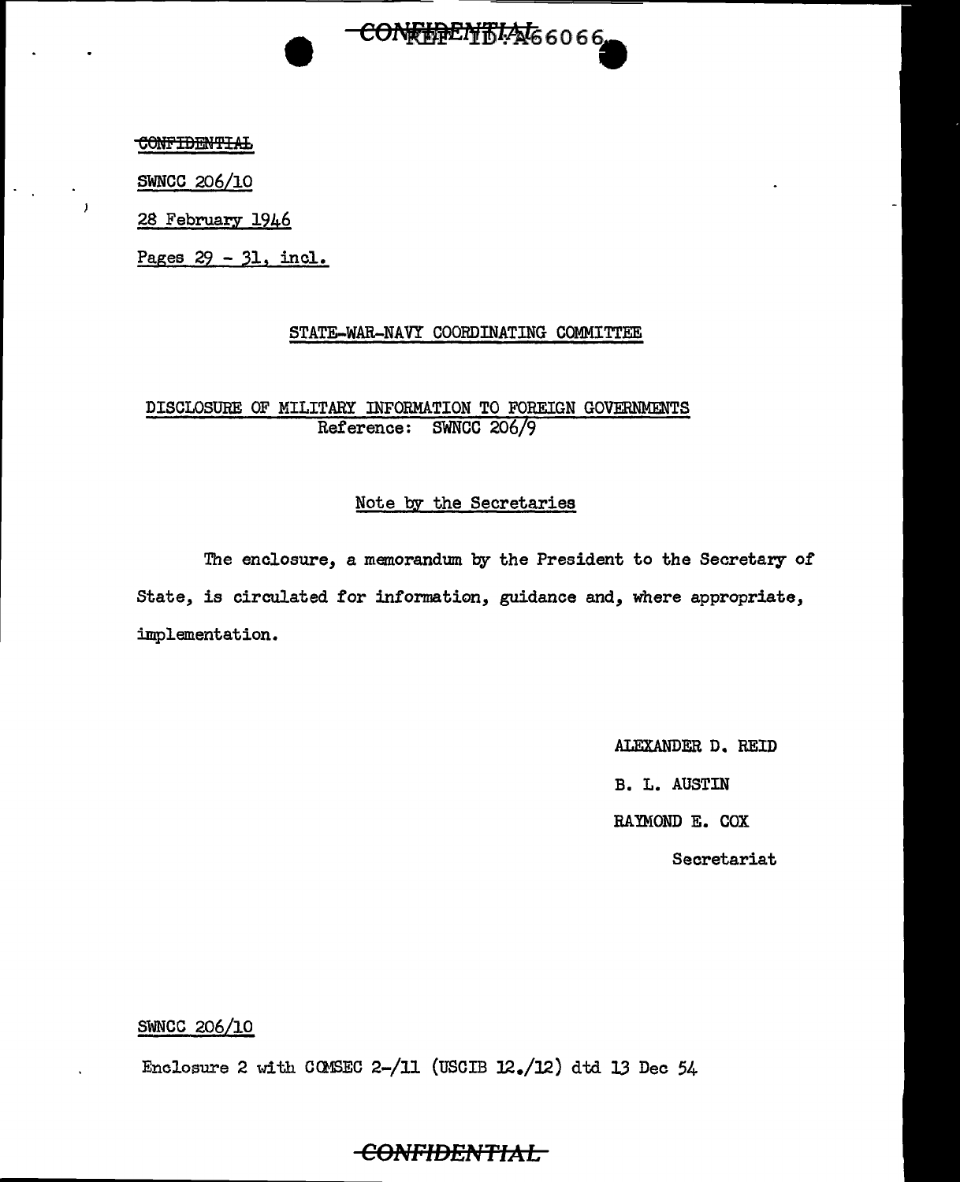~~CONFIDENTIAL~~

SWNCC 206/10

28 February 1946

Pages 29 - 31, incl.

STATE-WAR-NAVY COORDINATING COMMITTEE

DISCLOSURE OF MILITARY INFORMATION TO FOREIGN GOVERNMENTS
Reference: SWNCC 206/9

Note by the Secretaries

The enclosure, a memorandum by the President to the Secretary of State, is circulated for information, guidance and, where appropriate, implementation.

ALEXANDER D. REID

B. L. AUSTIN

RAYMOND E. COX

Secretariat

SWNCC 206/10

Enclosure 2 with COMSEC 2-/11 (USCIB 12./12) dtd 13 Dec 54

~~CONFIDENTIAL~~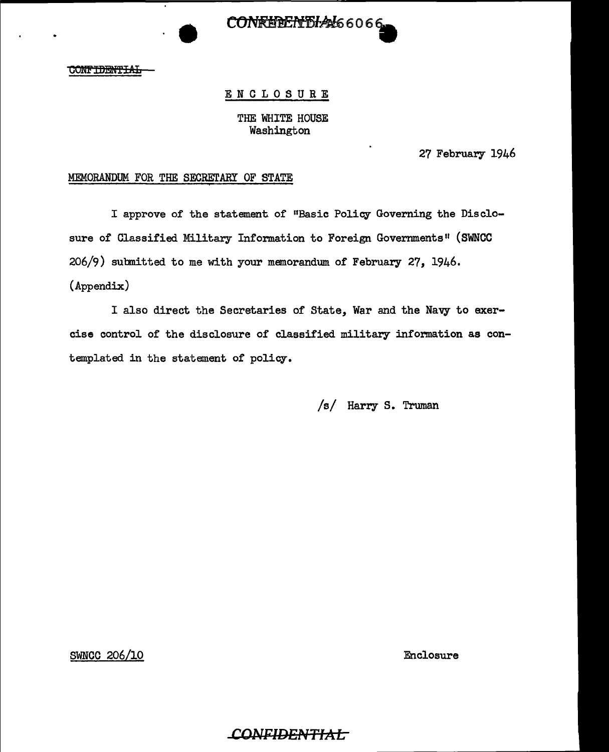CONFIDENTIAL 66066

~~CONFIDENTIAL~~

ENCLOSURE

THE WHITE HOUSE
Washington

27 February 1946

MEMORANDUM FOR THE SECRETARY OF STATE

I approve of the statement of "Basic Policy Governing the Disclosure of Classified Military Information to Foreign Governments" (SWNCC 206/9) submitted to me with your memorandum of February 27, 1946. (Appendix)

I also direct the Secretaries of State, War and the Navy to exercise control of the disclosure of classified military information as contemplated in the statement of policy.

/s/ Harry S. Truman

SWNCC 206/10 Enclosure

~~CONFIDENTIAL~~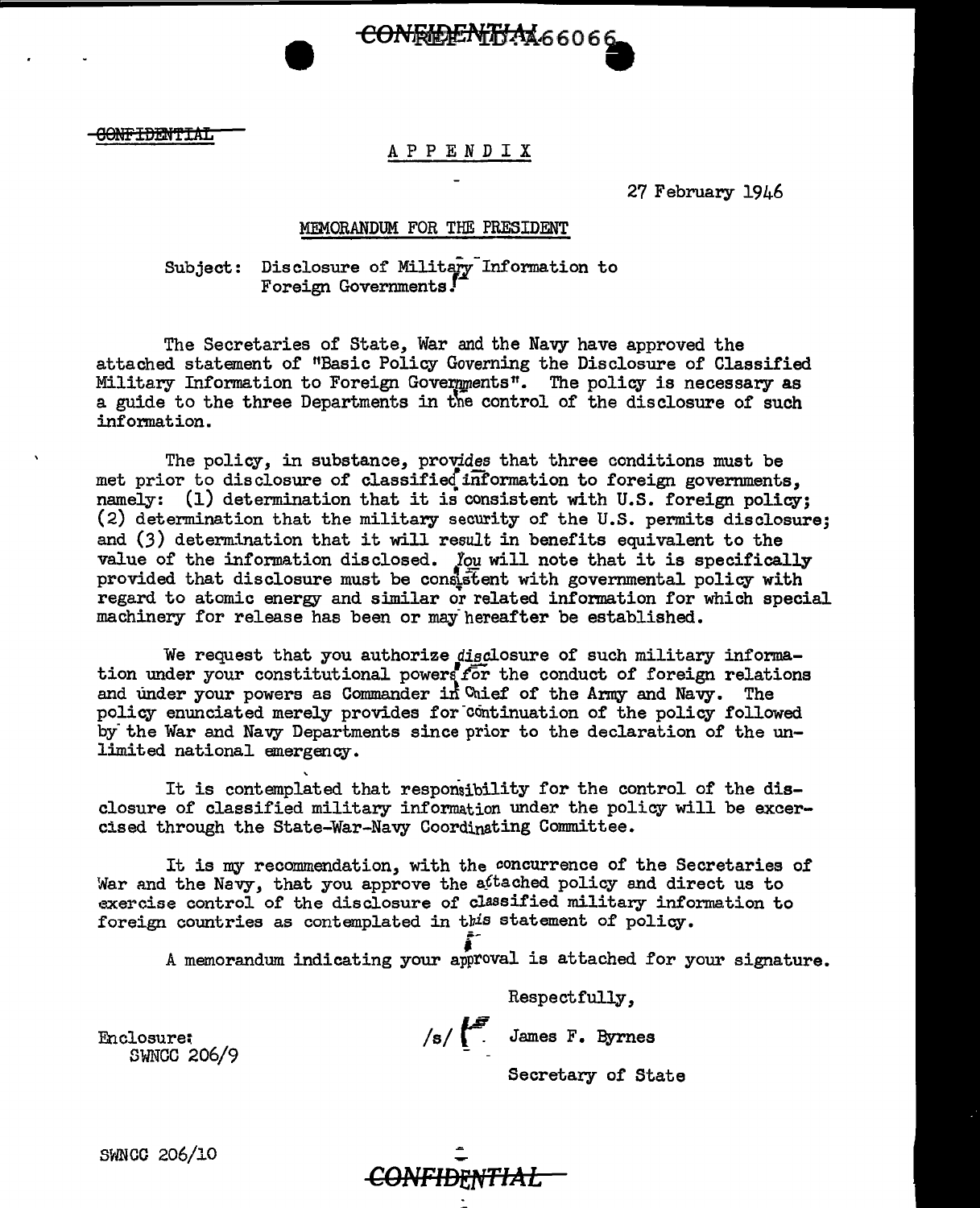CONFIDENTIAL

# APPENDIX

27 February 1946

MEMORANDUM FOR THE PRESIDENT

Subject: Disclosure of Military Information to Foreign Governments.

The Secretaries of State, War and the Navy have approved the attached statement of "Basic Policy Governing the Disclosure of Classified Military Information to Foreign Governments". The policy is necessary as a guide to the three Departments in the control of the disclosure of such information.

The policy, in substance, provides that three conditions must be met prior to disclosure of classified information to foreign governments, namely: (1) determination that it is consistent with U.S. foreign policy; (2) determination that the military security of the U.S. permits disclosure; and (3) determination that it will result in benefits equivalent to the value of the information disclosed. You will note that it is specifically provided that disclosure must be consistent with governmental policy with regard to atomic energy and similar or related information for which special machinery for release has been or may hereafter be established.

We request that you authorize disclosure of such military information under your constitutional powers for the conduct of foreign relations and under your powers as Commander in Chief of the Army and Navy. The policy enunciated merely provides for continuation of the policy followed by the War and Navy Departments since prior to the declaration of the unlimited national emergency.

It is contemplated that responsibility for the control of the disclosure of classified military information under the policy will be excercised through the State-War-Navy Coordinating Committee.

It is my recommendation, with the concurrence of the Secretaries of War and the Navy, that you approve the attached policy and direct us to exercise control of the disclosure of classified military information to foreign countries as contemplated in this statement of policy.

A memorandum indicating your approval is attached for your signature.

Respectfully,

/s/ James F. Byrnes

Secretary of State

Enclosure:
SWNCC 206/9

SWNCC 206/10

CONFIDENTIAL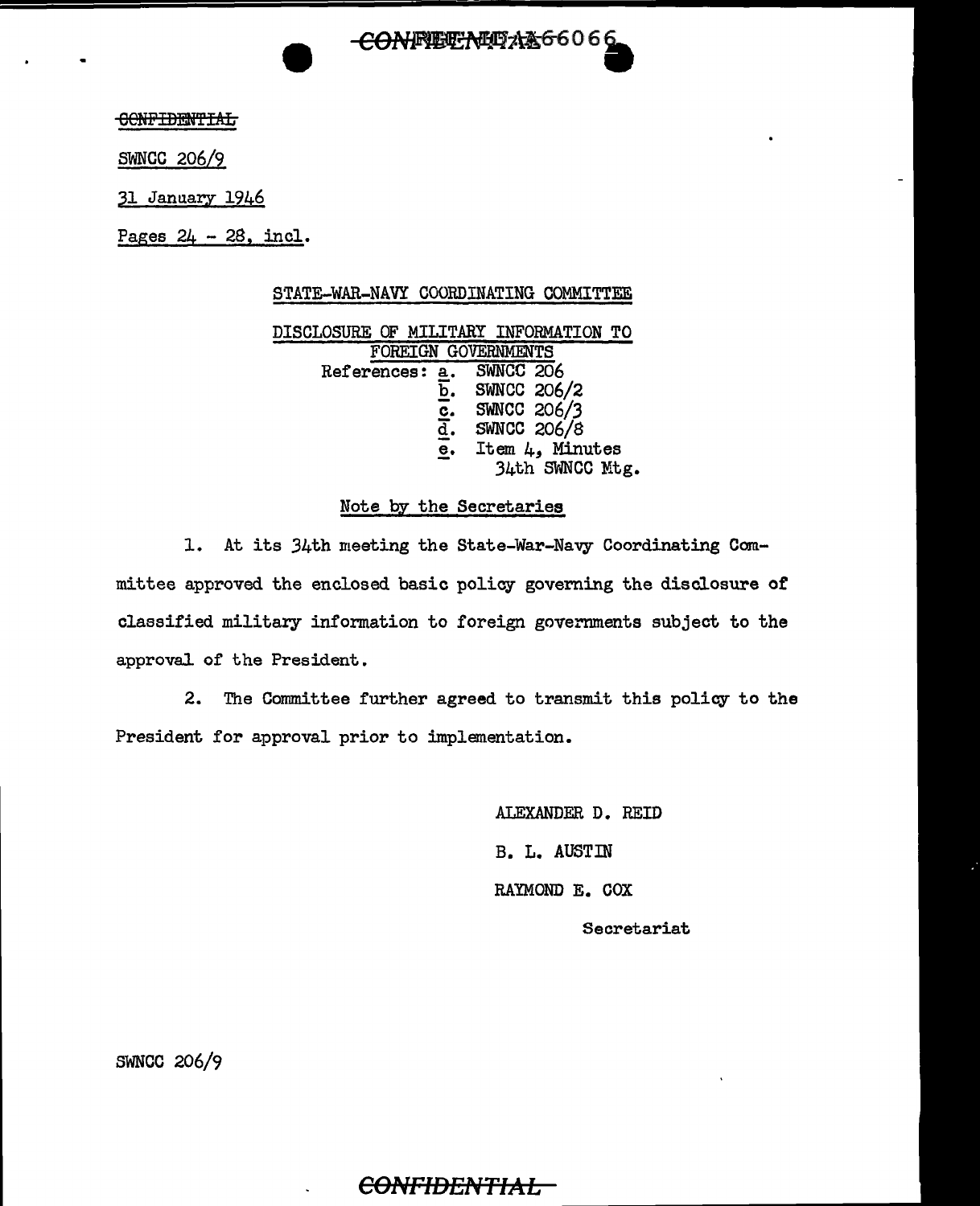~~CONFIDENTIAL~~

SWNCC 206/9

31 January 1946

Pages 24 - 28, incl.

STATE-WAR-NAVY COORDINATING COMMITTEE

DISCLOSURE OF MILITARY INFORMATION TO FOREIGN GOVERNMENTS

References:
a. SWNCC 206
b. SWNCC 206/2
c. SWNCC 206/3
d. SWNCC 206/8
e. Item 4, Minutes 34th SWNCC Mtg.

Note by the Secretaries

1. At its 34th meeting the State-War-Navy Coordinating Committee approved the enclosed basic policy governing the disclosure of classified military information to foreign governments subject to the approval of the President.

2. The Committee further agreed to transmit this policy to the President for approval prior to implementation.

ALEXANDER D. REID

B. L. AUSTIN

RAYMOND E. COX

Secretariat

SWNCC 206/9

~~CONFIDENTIAL~~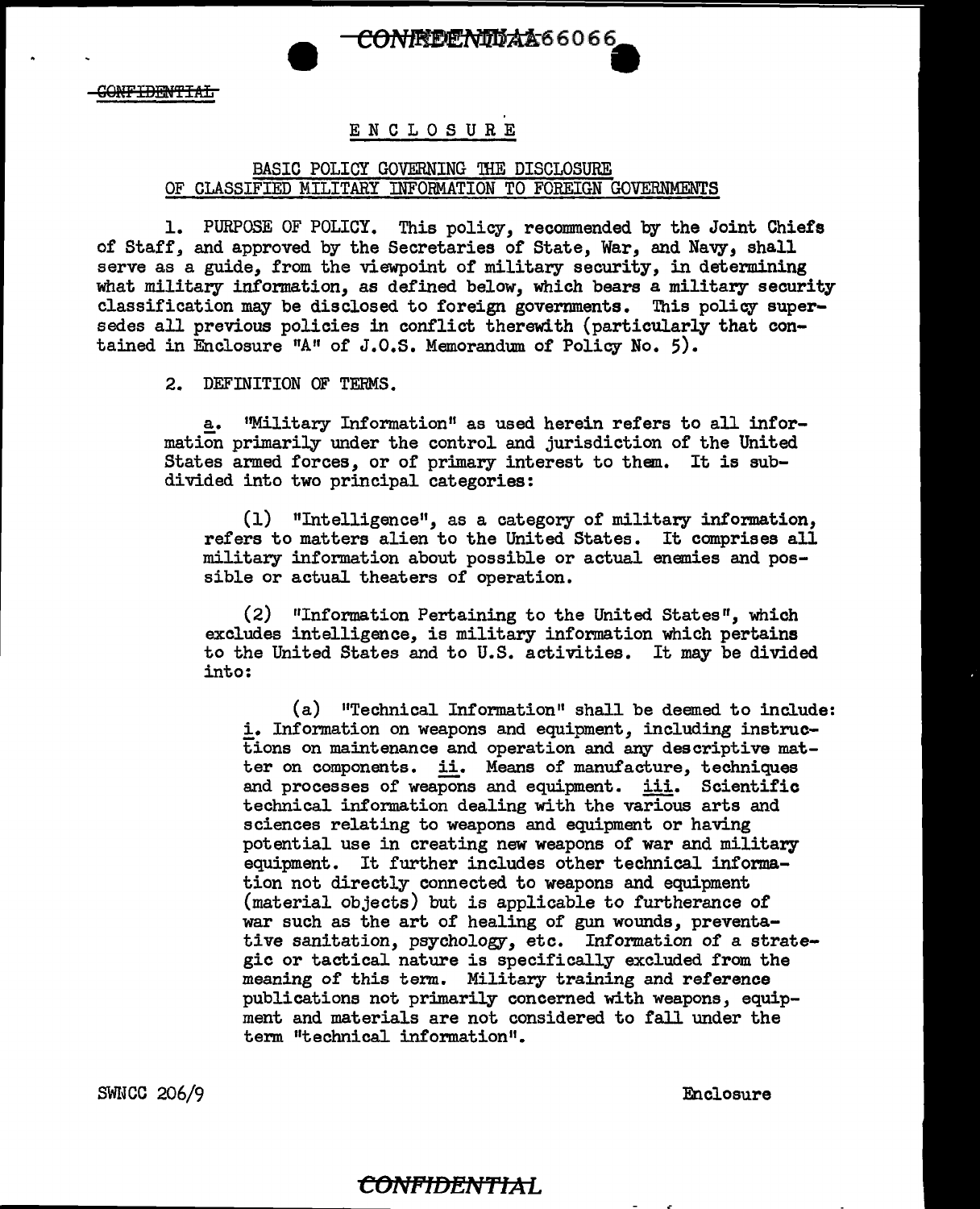# ENCLOSURE

## BASIC POLICY GOVERNING THE DISCLOSURE OF CLASSIFIED MILITARY INFORMATION TO FOREIGN GOVERNMENTS

1. PURPOSE OF POLICY. This policy, recommended by the Joint Chiefs of Staff, and approved by the Secretaries of State, War, and Navy, shall serve as a guide, from the viewpoint of military security, in determining what military information, as defined below, which bears a military security classification may be disclosed to foreign governments. This policy supersedes all previous policies in conflict therewith (particularly that contained in Enclosure "A" of J.C.S. Memorandum of Policy No. 5).

2. DEFINITION OF TERMS.

   a. "Military Information" as used herein refers to all information primarily under the control and jurisdiction of the United States armed forces, or of primary interest to them. It is subdivided into two principal categories:

      (1) "Intelligence", as a category of military information, refers to matters alien to the United States. It comprises all military information about possible or actual enemies and possible or actual theaters of operation.

      (2) "Information Pertaining to the United States", which excludes intelligence, is military information which pertains to the United States and to U.S. activities. It may be divided into:

         (a) "Technical Information" shall be deemed to include: i. Information on weapons and equipment, including instructions on maintenance and operation and any descriptive matter on components. ii. Means of manufacture, techniques and processes of weapons and equipment. iii. Scientific technical information dealing with the various arts and sciences relating to weapons and equipment or having potential use in creating new weapons of war and military equipment. It further includes other technical information not directly connected to weapons and equipment (material objects) but is applicable to furtherance of war such as the art of healing of gun wounds, preventative sanitation, psychology, etc. Information of a strategic or tactical nature is specifically excluded from the meaning of this term. Military training and reference publications not primarily concerned with weapons, equipment and materials are not considered to fall under the term "technical information".

SWNCC 206/9 Enclosure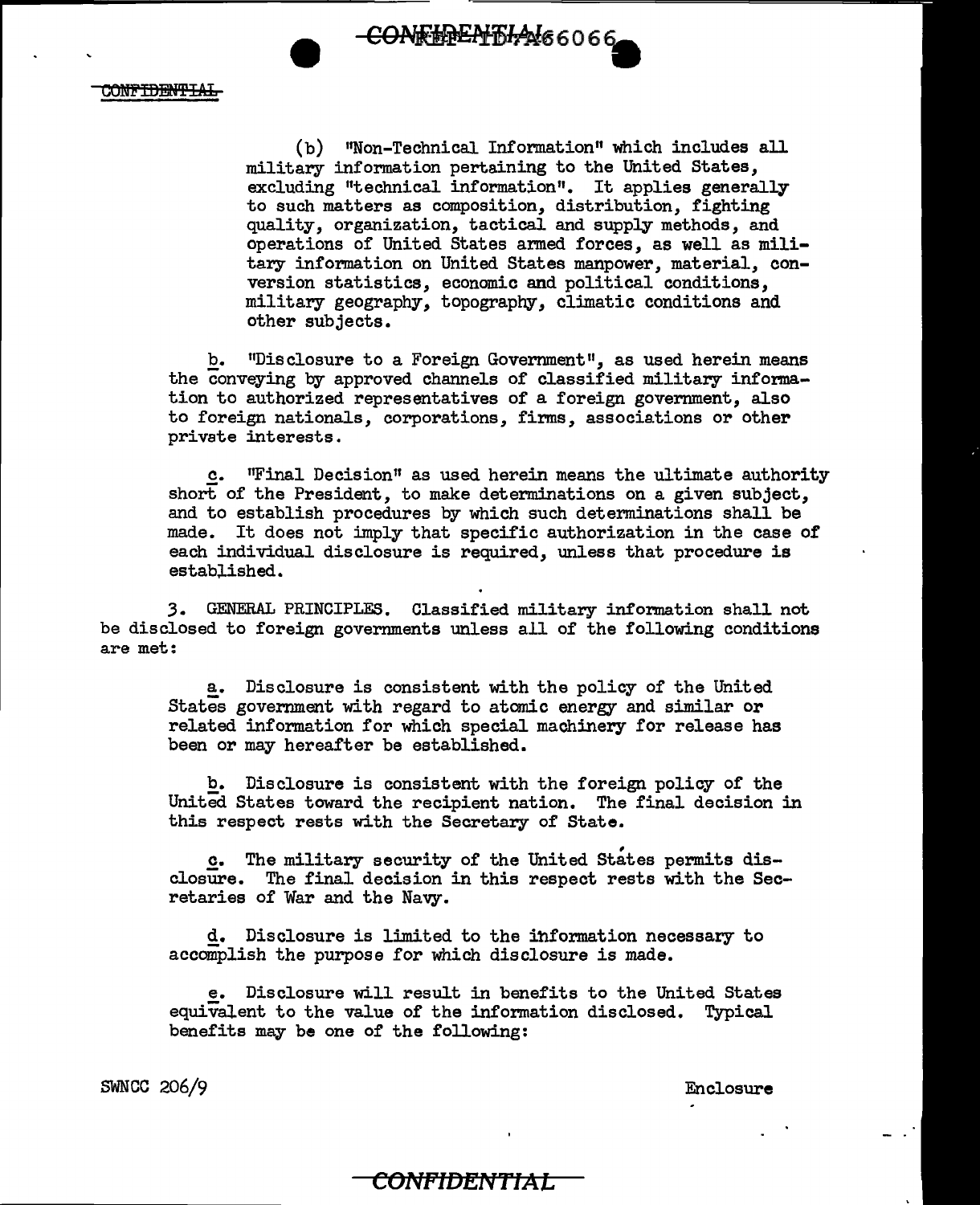(b) "Non-Technical Information" which includes all military information pertaining to the United States, excluding "technical information". It applies generally to such matters as composition, distribution, fighting quality, organization, tactical and supply methods, and operations of United States armed forces, as well as military information on United States manpower, material, conversion statistics, economic and political conditions, military geography, topography, climatic conditions and other subjects.

b. "Disclosure to a Foreign Government", as used herein means the conveying by approved channels of classified military information to authorized representatives of a foreign government, also to foreign nationals, corporations, firms, associations or other private interests.

c. "Final Decision" as used herein means the ultimate authority short of the President, to make determinations on a given subject, and to establish procedures by which such determinations shall be made. It does not imply that specific authorization in the case of each individual disclosure is required, unless that procedure is established.

3. GENERAL PRINCIPLES. Classified military information shall not be disclosed to foreign governments unless all of the following conditions are met:

a. Disclosure is consistent with the policy of the United States government with regard to atomic energy and similar or related information for which special machinery for release has been or may hereafter be established.

b. Disclosure is consistent with the foreign policy of the United States toward the recipient nation. The final decision in this respect rests with the Secretary of State.

c. The military security of the United States permits disclosure. The final decision in this respect rests with the Secretaries of War and the Navy.

d. Disclosure is limited to the information necessary to accomplish the purpose for which disclosure is made.

e. Disclosure will result in benefits to the United States equivalent to the value of the information disclosed. Typical benefits may be one of the following:

SWNCC 206/9 Enclosure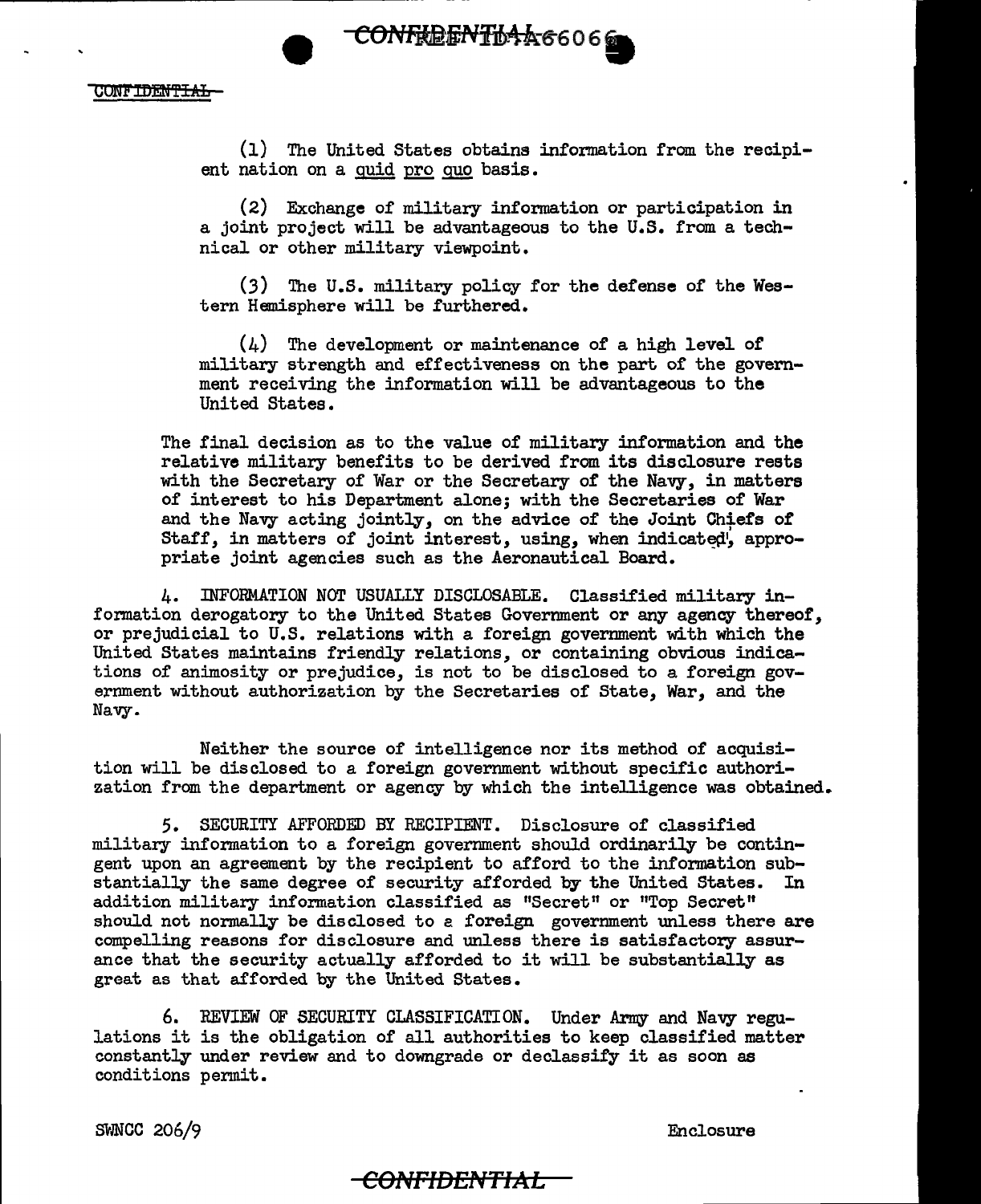(1) The United States obtains information from the recipient nation on a quid pro quo basis.

(2) Exchange of military information or participation in a joint project will be advantageous to the U.S. from a technical or other military viewpoint.

(3) The U.S. military policy for the defense of the Western Hemisphere will be furthered.

(4) The development or maintenance of a high level of military strength and effectiveness on the part of the government receiving the information will be advantageous to the United States.

The final decision as to the value of military information and the relative military benefits to be derived from its disclosure rests with the Secretary of War or the Secretary of the Navy, in matters of interest to his Department alone; with the Secretaries of War and the Navy acting jointly, on the advice of the Joint Chiefs of Staff, in matters of joint interest, using, when indicated, appropriate joint agencies such as the Aeronautical Board.

4. INFORMATION NOT USUALLY DISCLOSABLE. Classified military information derogatory to the United States Government or any agency thereof, or prejudicial to U.S. relations with a foreign government with which the United States maintains friendly relations, or containing obvious indications of animosity or prejudice, is not to be disclosed to a foreign government without authorization by the Secretaries of State, War, and the Navy.

Neither the source of intelligence nor its method of acquisition will be disclosed to a foreign government without specific authorization from the department or agency by which the intelligence was obtained.

5. SECURITY AFFORDED BY RECIPIENT. Disclosure of classified military information to a foreign government should ordinarily be contingent upon an agreement by the recipient to afford to the information substantially the same degree of security afforded by the United States. In addition military information classified as "Secret" or "Top Secret" should not normally be disclosed to a foreign government unless there are compelling reasons for disclosure and unless there is satisfactory assurance that the security actually afforded to it will be substantially as great as that afforded by the United States.

6. REVIEW OF SECURITY CLASSIFICATION. Under Army and Navy regulations it is the obligation of all authorities to keep classified matter constantly under review and to downgrade or declassify it as soon as conditions permit.

SWNCC 206/9 Enclosure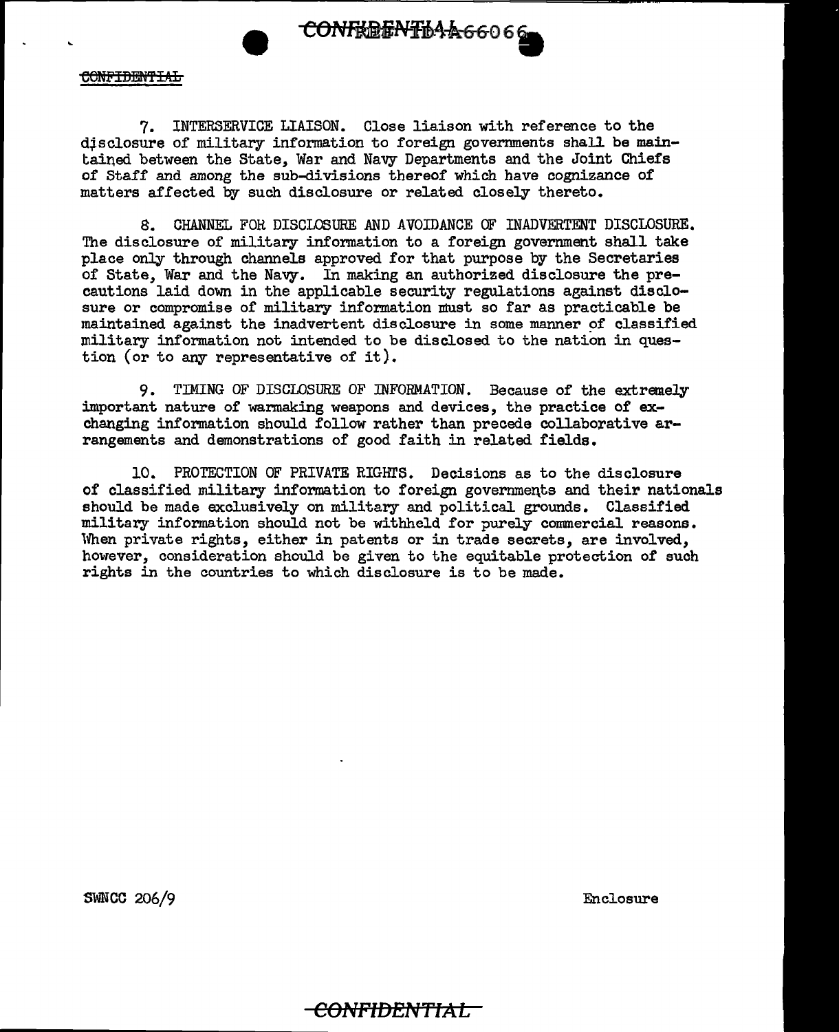7. INTERSERVICE LIAISON. Close liaison with reference to the disclosure of military information to foreign governments shall be maintained between the State, War and Navy Departments and the Joint Chiefs of Staff and among the sub-divisions thereof which have cognizance of matters affected by such disclosure or related closely thereto.

8. CHANNEL FOR DISCLOSURE AND AVOIDANCE OF INADVERTENT DISCLOSURE. The disclosure of military information to a foreign government shall take place only through channels approved for that purpose by the Secretaries of State, War and the Navy. In making an authorized disclosure the precautions laid down in the applicable security regulations against disclosure or compromise of military information must so far as practicable be maintained against the inadvertent disclosure in some manner of classified military information not intended to be disclosed to the nation in question (or to any representative of it).

9. TIMING OF DISCLOSURE OF INFORMATION. Because of the extremely important nature of warmaking weapons and devices, the practice of exchanging information should follow rather than precede collaborative arrangements and demonstrations of good faith in related fields.

10. PROTECTION OF PRIVATE RIGHTS. Decisions as to the disclosure of classified military information to foreign governments and their nationals should be made exclusively on military and political grounds. Classified military information should not be withheld for purely commercial reasons. When private rights, either in patents or in trade secrets, are involved, however, consideration should be given to the equitable protection of such rights in the countries to which disclosure is to be made.

SWNCC 206/9 Enclosure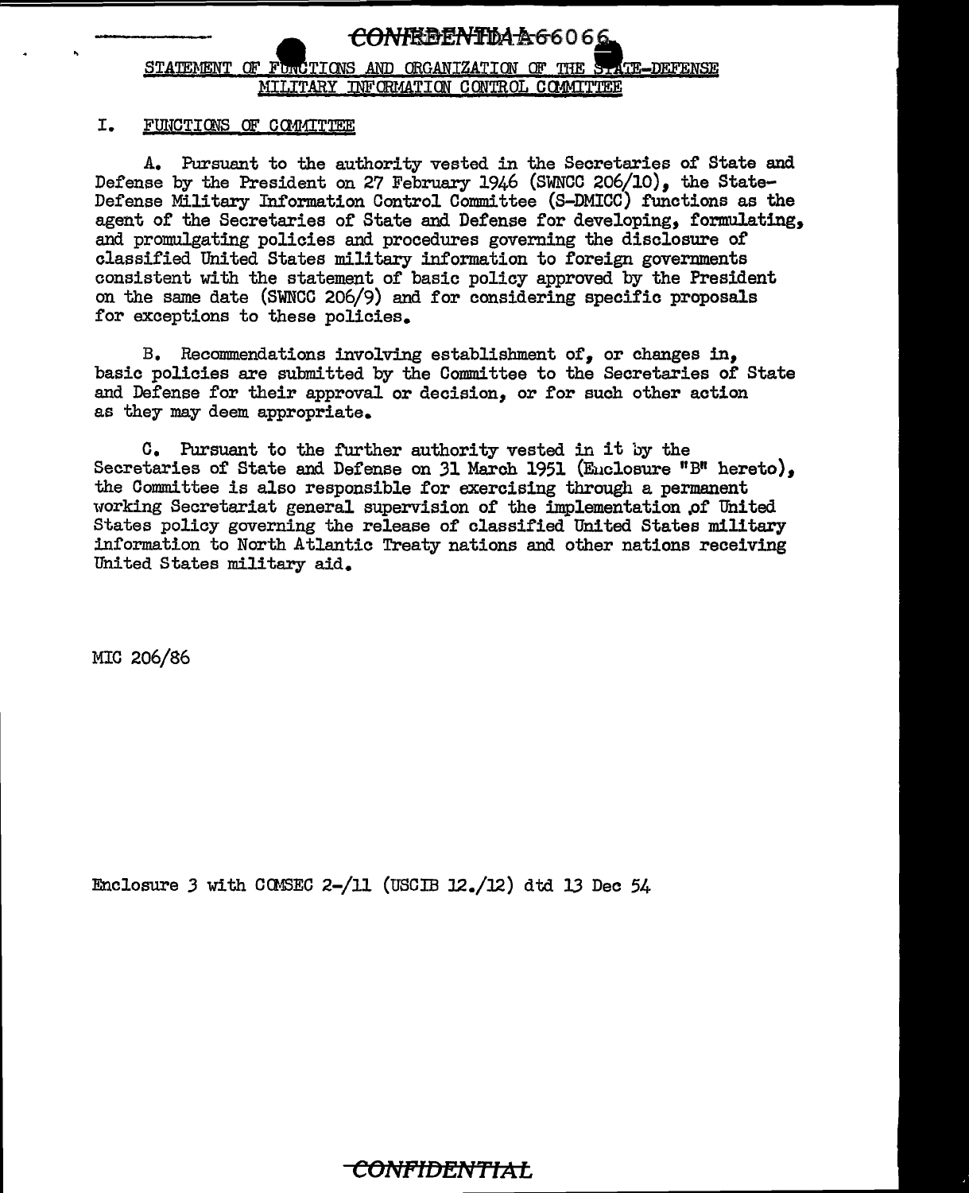CONFIDENTIAL A66066

## STATEMENT OF FUNCTIONS AND ORGANIZATION OF THE STATE-DEFENSE MILITARY INFORMATION CONTROL COMMITTEE

### I. FUNCTIONS OF COMMITTEE

A. Pursuant to the authority vested in the Secretaries of State and Defense by the President on 27 February 1946 (SWNCC 206/10), the State-Defense Military Information Control Committee (S-DMICC) functions as the agent of the Secretaries of State and Defense for developing, formulating, and promulgating policies and procedures governing the disclosure of classified United States military information to foreign governments consistent with the statement of basic policy approved by the President on the same date (SWNCC 206/9) and for considering specific proposals for exceptions to these policies.

B. Recommendations involving establishment of, or changes in, basic policies are submitted by the Committee to the Secretaries of State and Defense for their approval or decision, or for such other action as they may deem appropriate.

C. Pursuant to the further authority vested in it by the Secretaries of State and Defense on 31 March 1951 (Enclosure "B" hereto), the Committee is also responsible for exercising through a permanent working Secretariat general supervision of the implementation of United States policy governing the release of classified United States military information to North Atlantic Treaty nations and other nations receiving United States military aid.

MIC 206/86

Enclosure 3 with COMSEC 2-/11 (USCIB 12./12) dtd 13 Dec 54

CONFIDENTIAL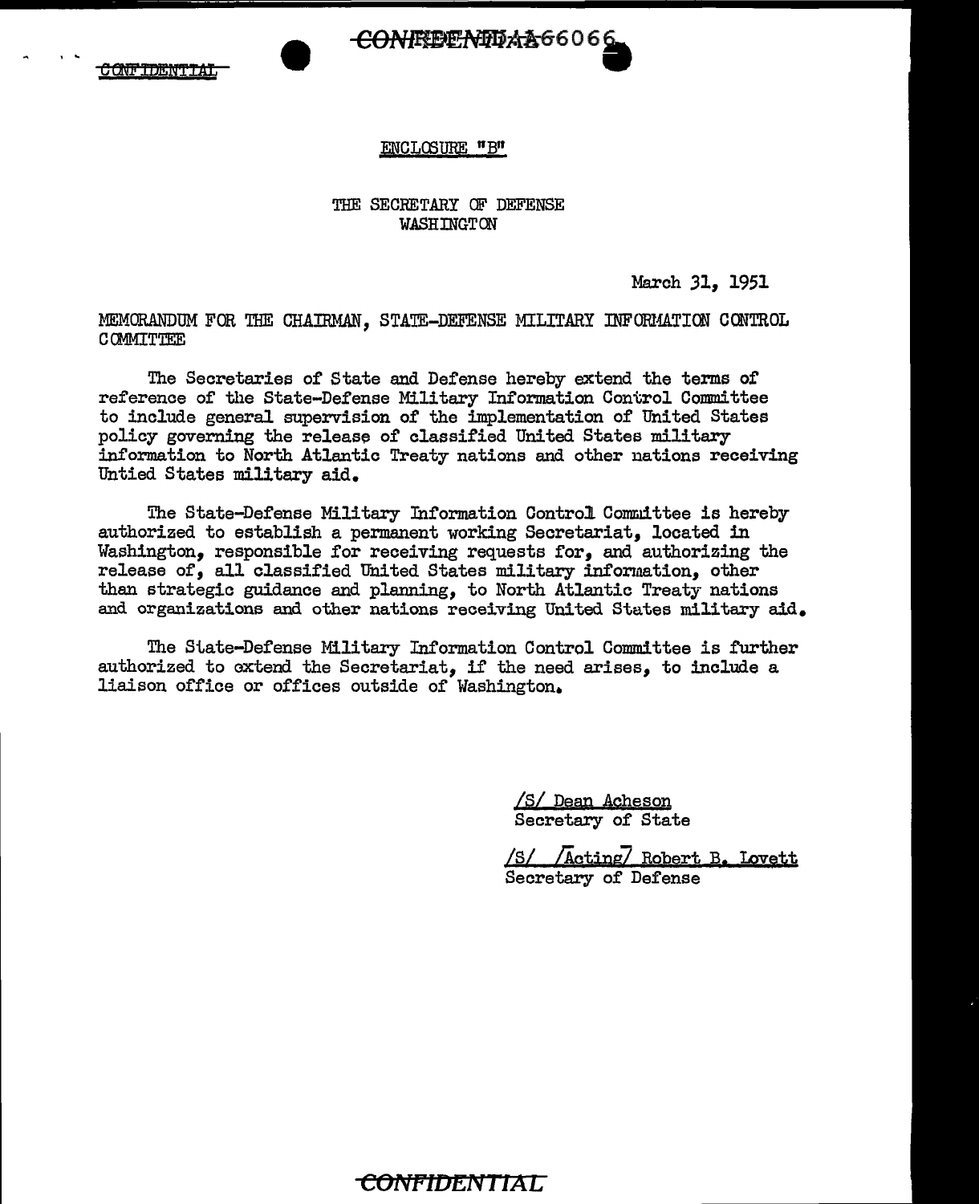CONFIDENTIAL

ENCLOSURE "B"

THE SECRETARY OF DEFENSE
WASHINGTON

March 31, 1951

MEMORANDUM FOR THE CHAIRMAN, STATE-DEFENSE MILITARY INFORMATION CONTROL COMMITTEE

The Secretaries of State and Defense hereby extend the terms of reference of the State-Defense Military Information Control Committee to include general supervision of the implementation of United States policy governing the release of classified United States military information to North Atlantic Treaty nations and other nations receiving Untied States military aid.

The State-Defense Military Information Control Committee is hereby authorized to establish a permanent working Secretariat, located in Washington, responsible for receiving requests for, and authorizing the release of, all classified United States military information, other than strategic guidance and planning, to North Atlantic Treaty nations and organizations and other nations receiving United States military aid.

The State-Defense Military Information Control Committee is further authorized to extend the Secretariat, if the need arises, to include a liaison office or offices outside of Washington.

/S/ Dean Acheson
Secretary of State

/S/ /Acting/ Robert B. Lovett
Secretary of Defense

CONFIDENTIAL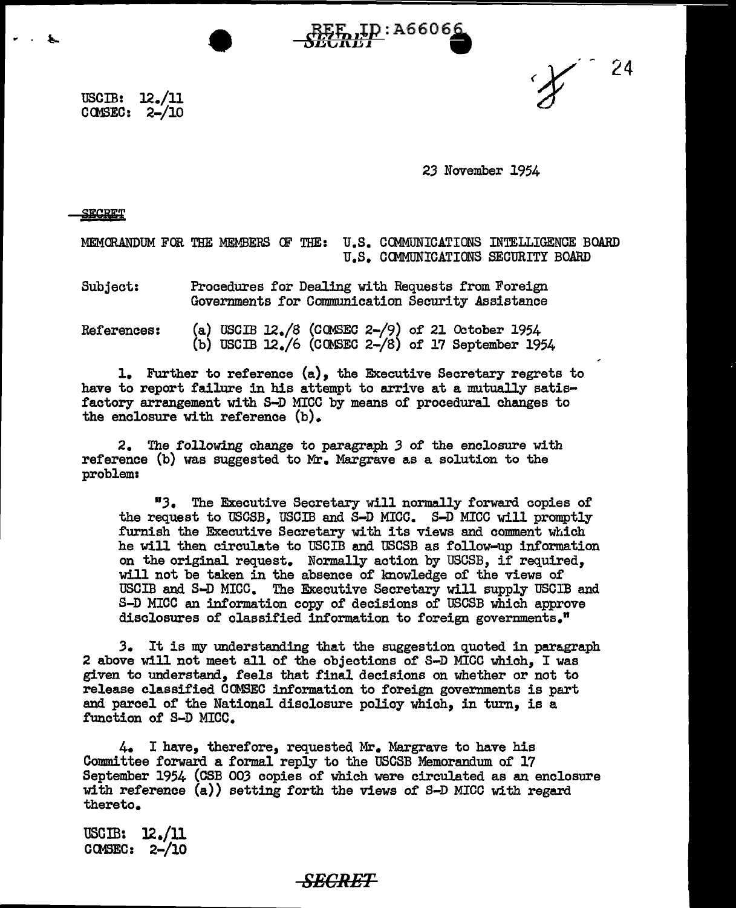USCIB: 12./11
COMSEC: 2-/10

23 November 1954

SECRET

MEMORANDUM FOR THE MEMBERS OF THE: U.S. COMMUNICATIONS INTELLIGENCE BOARD
U.S. COMMUNICATIONS SECURITY BOARD

Subject: Procedures for Dealing with Requests from Foreign Governments for Communication Security Assistance

References: (a) USCIB 12./8 (COMSEC 2-/9) of 21 October 1954
(b) USCIB 12./6 (COMSEC 2-/8) of 17 September 1954

1. Further to reference (a), the Executive Secretary regrets to have to report failure in his attempt to arrive at a mutually satisfactory arrangement with S-D MICC by means of procedural changes to the enclosure with reference (b).

2. The following change to paragraph 3 of the enclosure with reference (b) was suggested to Mr. Margrave as a solution to the problem:

> "3. The Executive Secretary will normally forward copies of the request to USCSB, USCIB and S-D MICC. S-D MICC will promptly furnish the Executive Secretary with its views and comment which he will then circulate to USCIB and USCSB as follow-up information on the original request. Normally action by USCSB, if required, will not be taken in the absence of knowledge of the views of USCIB and S-D MICC. The Executive Secretary will supply USCIB and S-D MICC an information copy of decisions of USCSB which approve disclosures of classified information to foreign governments."

3. It is my understanding that the suggestion quoted in paragraph 2 above will not meet all of the objections of S-D MICC which, I was given to understand, feels that final decisions on whether or not to release classified COMSEC information to foreign governments is part and parcel of the National disclosure policy which, in turn, is a function of S-D MICC.

4. I have, therefore, requested Mr. Margrave to have his Committee forward a formal reply to the USCSB Memorandum of 17 September 1954 (CSB 003 copies of which were circulated as an enclosure with reference (a)) setting forth the views of S-D MICC with regard thereto.

USCIB: 12./11
COMSEC: 2-/10

SECRET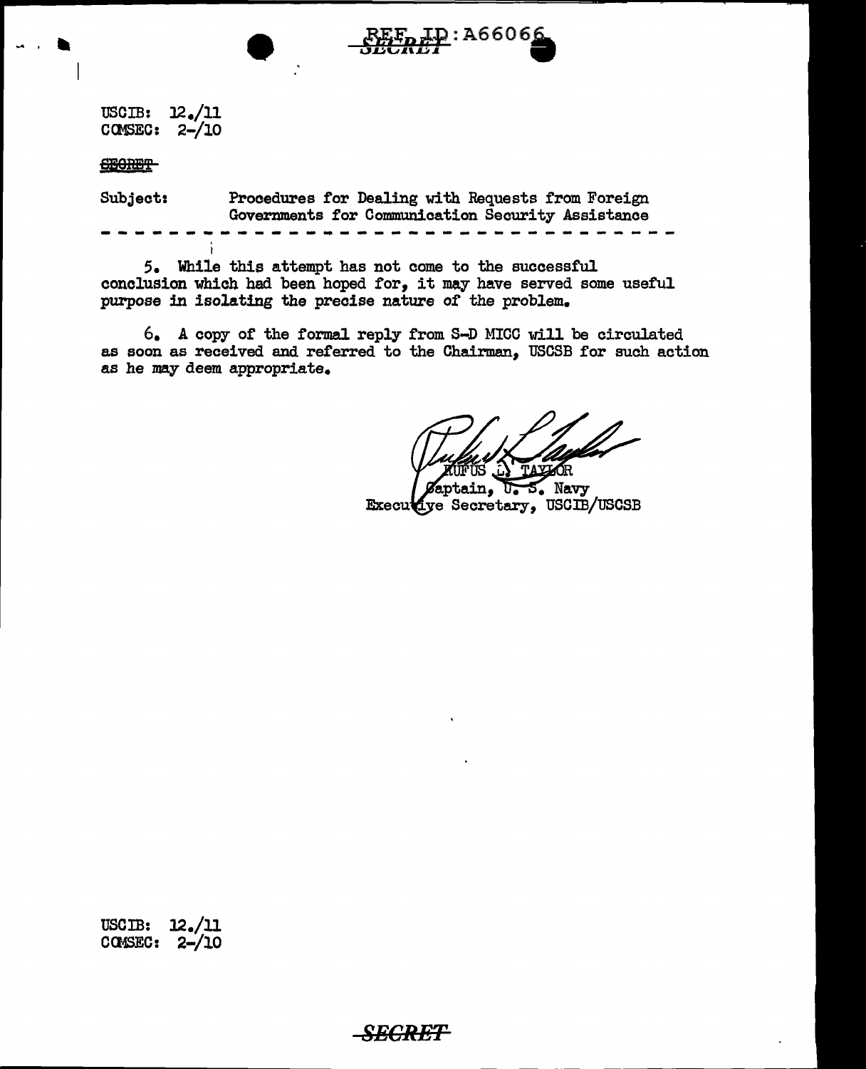REF ID:A66066

SECRET

USCIB: 12./11
COMSEC: 2-/10

SECRET

Subject: Procedures for Dealing with Requests from Foreign Governments for Communication Security Assistance

---

5. While this attempt has not come to the successful conclusion which had been hoped for, it may have served some useful purpose in isolating the precise nature of the problem.

6. A copy of the formal reply from S-D MICC will be circulated as soon as received and referred to the Chairman, USCSB for such action as he may deem appropriate.

RUFUS L. TAYLOR
Captain, U. S. Navy
Executive Secretary, USCIB/USCSB

USCIB: 12./11
COMSEC: 2-/10

SECRET